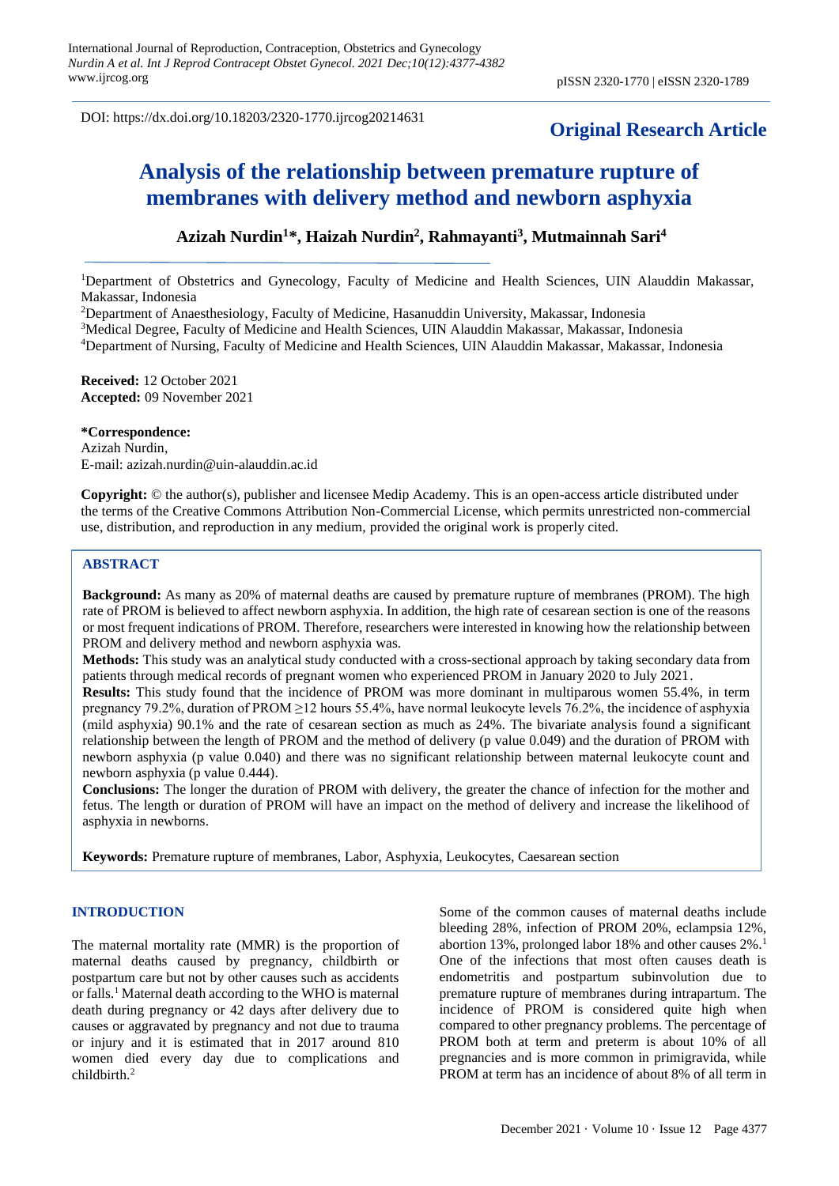DOI: https://dx.doi.org/10.18203/2320-1770.ijrcog20214631

**Original Research Article**

# Analysis of the relationship between premature rupture of membranes with delivery method and newborn asphyxia

**Azizah Nurdin[1]*, Haizah Nurdin[2], Rahmayanti[3], Mutmainnah Sari[4]**

[1]Department of Obstetrics and Gynecology, Faculty of Medicine and Health Sciences, UIN Alauddin Makassar, Makassar, Indonesia

[2]Department of Anaesthesiology, Faculty of Medicine, Hasanuddin University, Makassar, Indonesia

[3]Medical Degree, Faculty of Medicine and Health Sciences, UIN Alauddin Makassar, Makassar, Indonesia

[4]Department of Nursing, Faculty of Medicine and Health Sciences, UIN Alauddin Makassar, Makassar, Indonesia

**Received:** 12 October 2021
**Accepted:** 09 November 2021

**\*Correspondence:**
Azizah Nurdin,
E-mail: azizah.nurdin@uin-alauddin.ac.id

**Copyright:** © the author(s), publisher and licensee Medip Academy. This is an open-access article distributed under the terms of the Creative Commons Attribution Non-Commercial License, which permits unrestricted non-commercial use, distribution, and reproduction in any medium, provided the original work is properly cited.

## ABSTRACT

**Background:** As many as 20% of maternal deaths are caused by premature rupture of membranes (PROM). The high rate of PROM is believed to affect newborn asphyxia. In addition, the high rate of cesarean section is one of the reasons or most frequent indications of PROM. Therefore, researchers were interested in knowing how the relationship between PROM and delivery method and newborn asphyxia was.

**Methods:** This study was an analytical study conducted with a cross-sectional approach by taking secondary data from patients through medical records of pregnant women who experienced PROM in January 2020 to July 2021.

**Results:** This study found that the incidence of PROM was more dominant in multiparous women 55.4%, in term pregnancy 79.2%, duration of PROM ≥12 hours 55.4%, have normal leukocyte levels 76.2%, the incidence of asphyxia (mild asphyxia) 90.1% and the rate of cesarean section as much as 24%. The bivariate analysis found a significant relationship between the length of PROM and the method of delivery (p value 0.049) and the duration of PROM with newborn asphyxia (p value 0.040) and there was no significant relationship between maternal leukocyte count and newborn asphyxia (p value 0.444).

**Conclusions:** The longer the duration of PROM with delivery, the greater the chance of infection for the mother and fetus. The length or duration of PROM will have an impact on the method of delivery and increase the likelihood of asphyxia in newborns.

**Keywords:** Premature rupture of membranes, Labor, Asphyxia, Leukocytes, Caesarean section

## INTRODUCTION

The maternal mortality rate (MMR) is the proportion of maternal deaths caused by pregnancy, childbirth or postpartum care but not by other causes such as accidents or falls.[1] Maternal death according to the WHO is maternal death during pregnancy or 42 days after delivery due to causes or aggravated by pregnancy and not due to trauma or injury and it is estimated that in 2017 around 810 women died every day due to complications and childbirth.[2]

Some of the common causes of maternal deaths include bleeding 28%, infection of PROM 20%, eclampsia 12%, abortion 13%, prolonged labor 18% and other causes 2%.[1] One of the infections that most often causes death is endometritis and postpartum subinvolution due to premature rupture of membranes during intrapartum. The incidence of PROM is considered quite high when compared to other pregnancy problems. The percentage of PROM both at term and preterm is about 10% of all pregnancies and is more common in primigravida, while PROM at term has an incidence of about 8% of all term in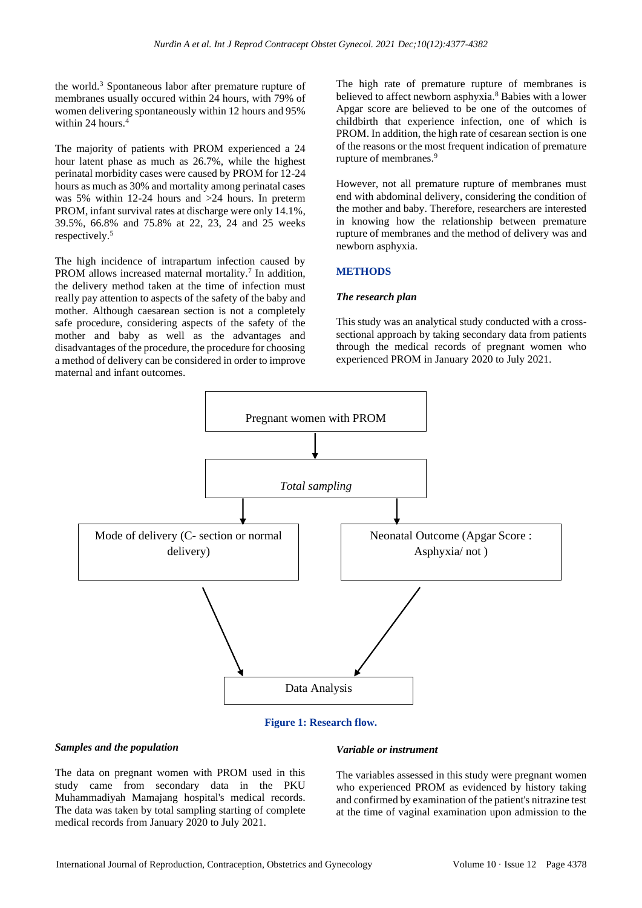the world.[3] Spontaneous labor after premature rupture of membranes usually occured within 24 hours, with 79% of women delivering spontaneously within 12 hours and 95% within 24 hours.[4]

The majority of patients with PROM experienced a 24 hour latent phase as much as 26.7%, while the highest perinatal morbidity cases were caused by PROM for 12-24 hours as much as 30% and mortality among perinatal cases was 5% within 12-24 hours and >24 hours. In preterm PROM, infant survival rates at discharge were only 14.1%, 39.5%, 66.8% and 75.8% at 22, 23, 24 and 25 weeks respectively.[5]

The high incidence of intrapartum infection caused by PROM allows increased maternal mortality.[7] In addition, the delivery method taken at the time of infection must really pay attention to aspects of the safety of the baby and mother. Although caesarean section is not a completely safe procedure, considering aspects of the safety of the mother and baby as well as the advantages and disadvantages of the procedure, the procedure for choosing a method of delivery can be considered in order to improve maternal and infant outcomes.

The high rate of premature rupture of membranes is believed to affect newborn asphyxia.[8] Babies with a lower Apgar score are believed to be one of the outcomes of childbirth that experience infection, one of which is PROM. In addition, the high rate of cesarean section is one of the reasons or the most frequent indication of premature rupture of membranes.[9]

However, not all premature rupture of membranes must end with abdominal delivery, considering the condition of the mother and baby. Therefore, researchers are interested in knowing how the relationship between premature rupture of membranes and the method of delivery was and newborn asphyxia.

## METHODS

### *The research plan*

This study was an analytical study conducted with a cross-sectional approach by taking secondary data from patients through the medical records of pregnant women who experienced PROM in January 2020 to July 2021.

Pregnant women with PROM

*Total sampling*

Mode of delivery (C- section or normal delivery)

Neonatal Outcome (Apgar Score : Asphyxia/ not )

Data Analysis

**Figure 1: Research flow.**

### *Samples and the population*

The data on pregnant women with PROM used in this study came from secondary data in the PKU Muhammadiyah Mamajang hospital's medical records. The data was taken by total sampling starting of complete medical records from January 2020 to July 2021.

### *Variable or instrument*

The variables assessed in this study were pregnant women who experienced PROM as evidenced by history taking and confirmed by examination of the patient's nitrazine test at the time of vaginal examination upon admission to the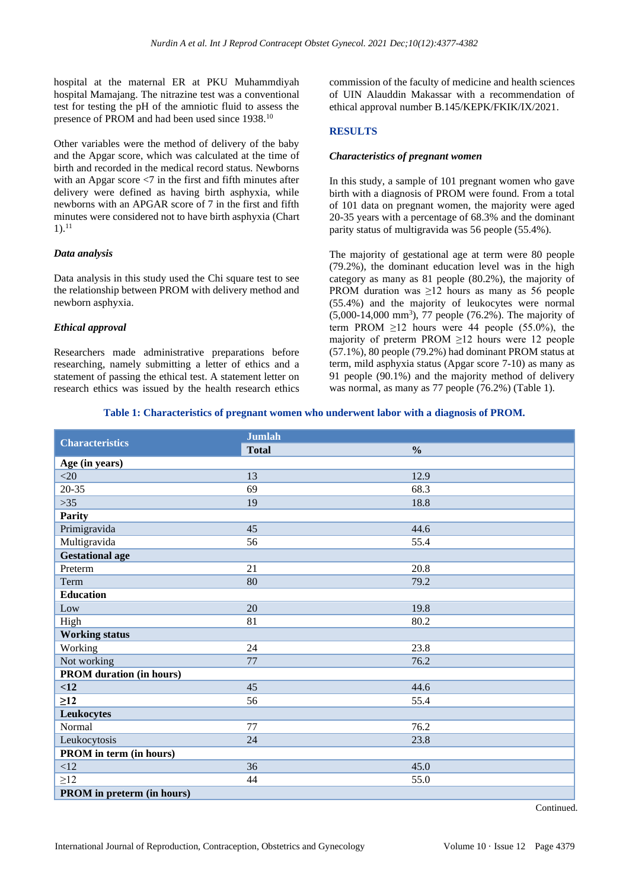hospital at the maternal ER at PKU Muhammdiyah hospital Mamajang. The nitrazine test was a conventional test for testing the pH of the amniotic fluid to assess the presence of PROM and had been used since 1938.[10]

Other variables were the method of delivery of the baby and the Apgar score, which was calculated at the time of birth and recorded in the medical record status. Newborns with an Apgar score <7 in the first and fifth minutes after delivery were defined as having birth asphyxia, while newborns with an APGAR score of 7 in the first and fifth minutes were considered not to have birth asphyxia (Chart 1).[11]

### *Data analysis*

Data analysis in this study used the Chi square test to see the relationship between PROM with delivery method and newborn asphyxia.

### *Ethical approval*

Researchers made administrative preparations before researching, namely submitting a letter of ethics and a statement of passing the ethical test. A statement letter on research ethics was issued by the health research ethics commission of the faculty of medicine and health sciences of UIN Alauddin Makassar with a recommendation of ethical approval number B.145/KEPK/FKIK/IX/2021.

## RESULTS

### *Characteristics of pregnant women*

In this study, a sample of 101 pregnant women who gave birth with a diagnosis of PROM were found. From a total of 101 data on pregnant women, the majority were aged 20-35 years with a percentage of 68.3% and the dominant parity status of multigravida was 56 people (55.4%).

The majority of gestational age at term were 80 people (79.2%), the dominant education level was in the high category as many as 81 people (80.2%), the majority of PROM duration was ≥12 hours as many as 56 people (55.4%) and the majority of leukocytes were normal (5,000-14,000 $mm^3$), 77 people (76.2%). The majority of term PROM ≥12 hours were 44 people (55.0%), the majority of preterm PROM ≥12 hours were 12 people (57.1%), 80 people (79.2%) had dominant PROM status at term, mild asphyxia status (Apgar score 7-10) as many as 91 people (90.1%) and the majority method of delivery was normal, as many as 77 people (76.2%) (Table 1).

**Table 1: Characteristics of pregnant women who underwent labor with a diagnosis of PROM.**

| Characteristics | Jumlah | |
|---|---|---|
| | Total | % |
| **Age (in years)** | | |
| <20 | 13 | 12.9 |
| 20-35 | 69 | 68.3 |
| >35 | 19 | 18.8 |
| **Parity** | | |
| Primigravida | 45 | 44.6 |
| Multigravida | 56 | 55.4 |
| **Gestational age** | | |
| Preterm | 21 | 20.8 |
| Term | 80 | 79.2 |
| **Education** | | |
| Low | 20 | 19.8 |
| High | 81 | 80.2 |
| **Working status** | | |
| Working | 24 | 23.8 |
| Not working | 77 | 76.2 |
| **PROM duration (in hours)** | | |
| **<12** | 45 | 44.6 |
| **≥12** | 56 | 55.4 |
| **Leukocytes** | | |
| Normal | 77 | 76.2 |
| Leukocytosis | 24 | 23.8 |
| **PROM in term (in hours)** | | |
| <12 | 36 | 45.0 |
| ≥12 | 44 | 55.0 |
| **PROM in preterm (in hours)** | | |

Continued.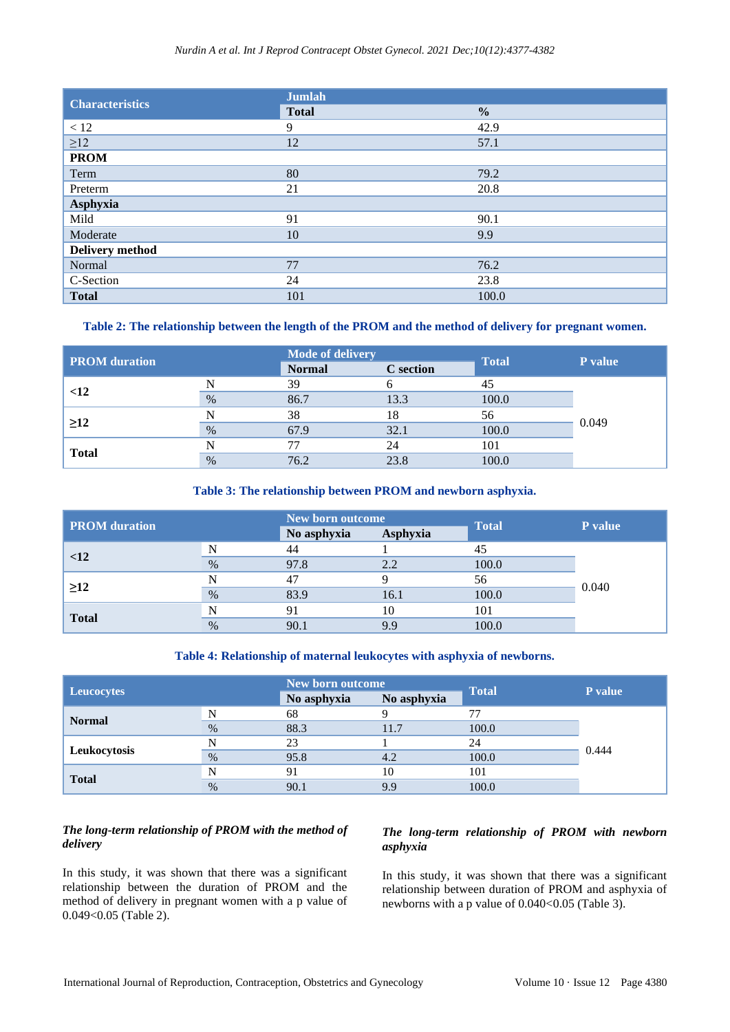| Characteristics | Jumlah | |
|---|---|---|
| | Total | % |
| < 12 | 9 | 42.9 |
| ≥12 | 12 | 57.1 |
| **PROM** | | |
| Term | 80 | 79.2 |
| Preterm | 21 | 20.8 |
| **Asphyxia** | | |
| Mild | 91 | 90.1 |
| Moderate | 10 | 9.9 |
| **Delivery method** | | |
| Normal | 77 | 76.2 |
| C-Section | 24 | 23.8 |
| **Total** | 101 | 100.0 |

**Table 2: The relationship between the length of the PROM and the method of delivery for pregnant women.**

| PROM duration | | Mode of delivery | | Total | P value |
|---|---|---|---|---|---|
| | | Normal | C section | | |
| <12 | N | 39 | 6 | 45 | 0.049 |
| | % | 86.7 | 13.3 | 100.0 | |
| ≥12 | N | 38 | 18 | 56 | |
| | % | 67.9 | 32.1 | 100.0 | |
| Total | N | 77 | 24 | 101 | |
| | % | 76.2 | 23.8 | 100.0 | |

**Table 3: The relationship between PROM and newborn asphyxia.**

| PROM duration | | New born outcome | | Total | P value |
|---|---|---|---|---|---|
| | | No asphyxia | Asphyxia | | |
| <12 | N | 44 | 1 | 45 | 0.040 |
| | % | 97.8 | 2.2 | 100.0 | |
| ≥12 | N | 47 | 9 | 56 | |
| | % | 83.9 | 16.1 | 100.0 | |
| Total | N | 91 | 10 | 101 | |
| | % | 90.1 | 9.9 | 100.0 | |

**Table 4: Relationship of maternal leukocytes with asphyxia of newborns.**

| Leucocytes | | New born outcome | | Total | P value |
|---|---|---|---|---|---|
| | | No asphyxia | No asphyxia | | |
| Normal | N | 68 | 9 | 77 | 0.444 |
| | % | 88.3 | 11.7 | 100.0 | |
| Leukocytosis | N | 23 | 1 | 24 | |
| | % | 95.8 | 4.2 | 100.0 | |
| Total | N | 91 | 10 | 101 | |
| | % | 90.1 | 9.9 | 100.0 | |

***The long-term relationship of PROM with the method of delivery***

In this study, it was shown that there was a significant relationship between the duration of PROM and the method of delivery in pregnant women with a p value of 0.049<0.05 (Table 2).

***The long-term relationship of PROM with newborn asphyxia***

In this study, it was shown that there was a significant relationship between duration of PROM and asphyxia of newborns with a p value of 0.040<0.05 (Table 3).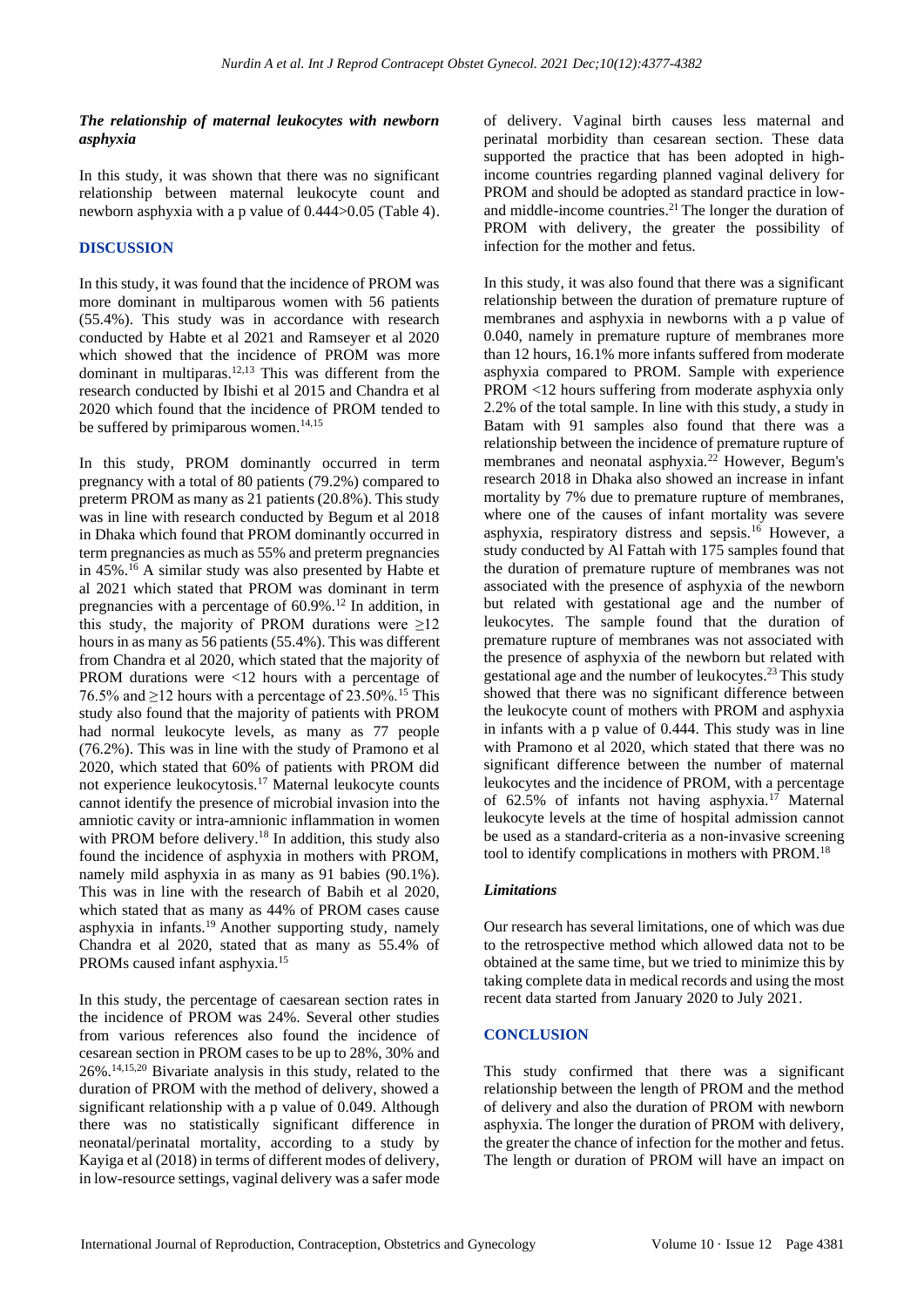### *The relationship of maternal leukocytes with newborn asphyxia*

In this study, it was shown that there was no significant relationship between maternal leukocyte count and newborn asphyxia with a p value of 0.444>0.05 (Table 4).

## DISCUSSION

In this study, it was found that the incidence of PROM was more dominant in multiparous women with 56 patients (55.4%). This study was in accordance with research conducted by Habte et al 2021 and Ramseyer et al 2020 which showed that the incidence of PROM was more dominant in multiparas.[12,13] This was different from the research conducted by Ibishi et al 2015 and Chandra et al 2020 which found that the incidence of PROM tended to be suffered by primiparous women.[14,15]

In this study, PROM dominantly occurred in term pregnancy with a total of 80 patients (79.2%) compared to preterm PROM as many as 21 patients (20.8%). This study was in line with research conducted by Begum et al 2018 in Dhaka which found that PROM dominantly occurred in term pregnancies as much as 55% and preterm pregnancies in 45%.[16] A similar study was also presented by Habte et al 2021 which stated that PROM was dominant in term pregnancies with a percentage of 60.9%.[12] In addition, in this study, the majority of PROM durations were ≥12 hours in as many as 56 patients (55.4%). This was different from Chandra et al 2020, which stated that the majority of PROM durations were <12 hours with a percentage of 76.5% and ≥12 hours with a percentage of 23.50%.[15] This study also found that the majority of patients with PROM had normal leukocyte levels, as many as 77 people (76.2%). This was in line with the study of Pramono et al 2020, which stated that 60% of patients with PROM did not experience leukocytosis.[17] Maternal leukocyte counts cannot identify the presence of microbial invasion into the amniotic cavity or intra-amnionic inflammation in women with PROM before delivery.[18] In addition, this study also found the incidence of asphyxia in mothers with PROM, namely mild asphyxia in as many as 91 babies (90.1%). This was in line with the research of Babih et al 2020, which stated that as many as 44% of PROM cases cause asphyxia in infants.[19] Another supporting study, namely Chandra et al 2020, stated that as many as 55.4% of PROMs caused infant asphyxia.[15]

In this study, the percentage of caesarean section rates in the incidence of PROM was 24%. Several other studies from various references also found the incidence of cesarean section in PROM cases to be up to 28%, 30% and 26%.[14,15,20] Bivariate analysis in this study, related to the duration of PROM with the method of delivery, showed a significant relationship with a p value of 0.049. Although there was no statistically significant difference in neonatal/perinatal mortality, according to a study by Kayiga et al (2018) in terms of different modes of delivery, in low-resource settings, vaginal delivery was a safer mode of delivery. Vaginal birth causes less maternal and perinatal morbidity than cesarean section. These data supported the practice that has been adopted in high-income countries regarding planned vaginal delivery for PROM and should be adopted as standard practice in low- and middle-income countries.[21] The longer the duration of PROM with delivery, the greater the possibility of infection for the mother and fetus.

In this study, it was also found that there was a significant relationship between the duration of premature rupture of membranes and asphyxia in newborns with a p value of 0.040, namely in premature rupture of membranes more than 12 hours, 16.1% more infants suffered from moderate asphyxia compared to PROM. Sample with experience PROM <12 hours suffering from moderate asphyxia only 2.2% of the total sample. In line with this study, a study in Batam with 91 samples also found that there was a relationship between the incidence of premature rupture of membranes and neonatal asphyxia.[22] However, Begum's research 2018 in Dhaka also showed an increase in infant mortality by 7% due to premature rupture of membranes, where one of the causes of infant mortality was severe asphyxia, respiratory distress and sepsis.[16] However, a study conducted by Al Fattah with 175 samples found that the duration of premature rupture of membranes was not associated with the presence of asphyxia of the newborn but related with gestational age and the number of leukocytes. The sample found that the duration of premature rupture of membranes was not associated with the presence of asphyxia of the newborn but related with gestational age and the number of leukocytes.[23] This study showed that there was no significant difference between the leukocyte count of mothers with PROM and asphyxia in infants with a p value of 0.444. This study was in line with Pramono et al 2020, which stated that there was no significant difference between the number of maternal leukocytes and the incidence of PROM, with a percentage of 62.5% of infants not having asphyxia.[17] Maternal leukocyte levels at the time of hospital admission cannot be used as a standard-criteria as a non-invasive screening tool to identify complications in mothers with PROM.[18]

### *Limitations*

Our research has several limitations, one of which was due to the retrospective method which allowed data not to be obtained at the same time, but we tried to minimize this by taking complete data in medical records and using the most recent data started from January 2020 to July 2021.

## CONCLUSION

This study confirmed that there was a significant relationship between the length of PROM and the method of delivery and also the duration of PROM with newborn asphyxia. The longer the duration of PROM with delivery, the greater the chance of infection for the mother and fetus. The length or duration of PROM will have an impact on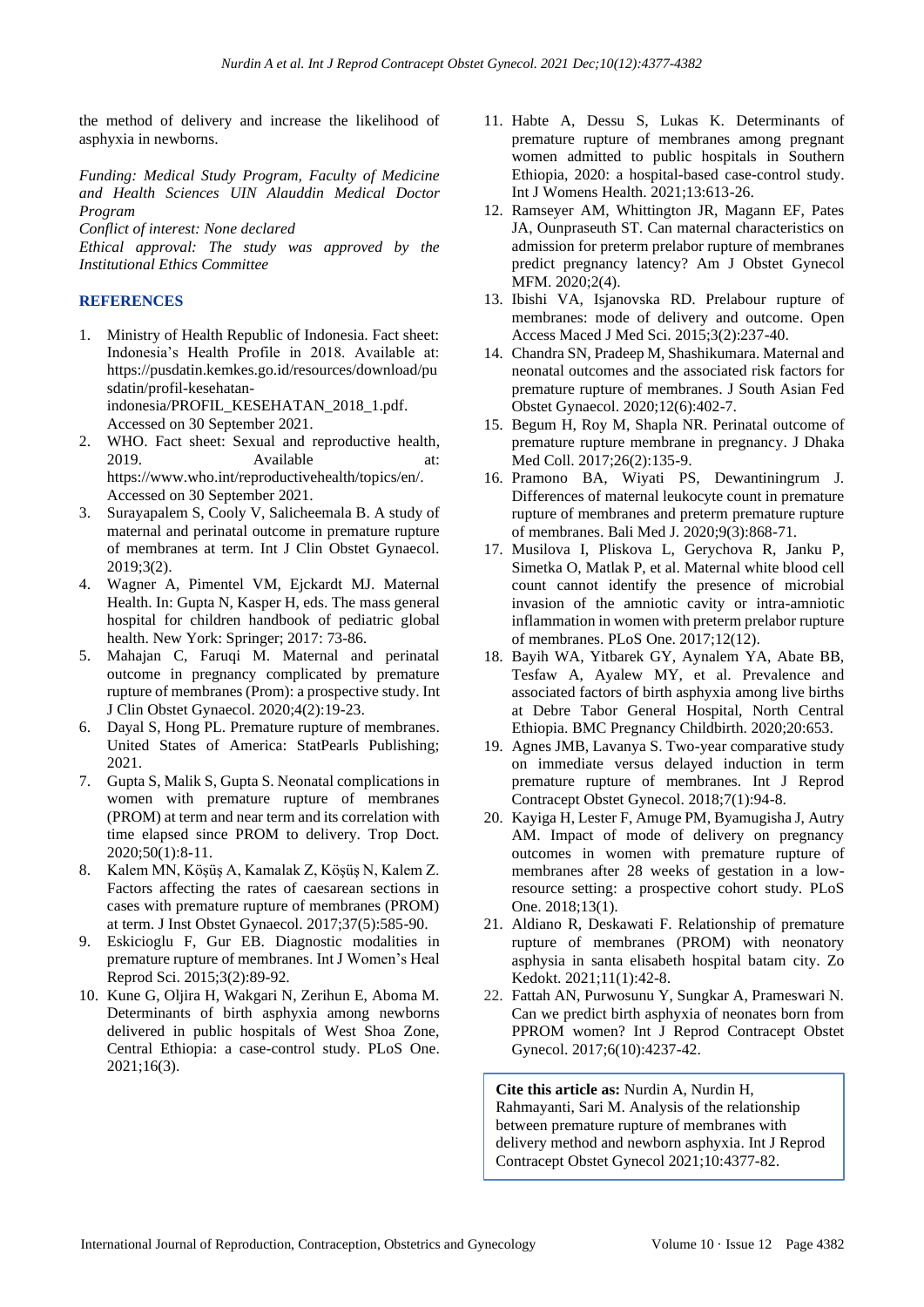the method of delivery and increase the likelihood of asphyxia in newborns.

*Funding: Medical Study Program, Faculty of Medicine and Health Sciences UIN Alauddin Medical Doctor Program*
*Conflict of interest: None declared*
*Ethical approval: The study was approved by the Institutional Ethics Committee*

## REFERENCES

1. Ministry of Health Republic of Indonesia. Fact sheet: Indonesia's Health Profile in 2018. Available at: https://pusdatin.kemkes.go.id/resources/download/pusdatin/profil-kesehatan-indonesia/PROFIL_KESEHATAN_2018_1.pdf. Accessed on 30 September 2021.
2. WHO. Fact sheet: Sexual and reproductive health, 2019. Available at: https://www.who.int/reproductivehealth/topics/en/. Accessed on 30 September 2021.
3. Surayapalem S, Cooly V, Salicheemala B. A study of maternal and perinatal outcome in premature rupture of membranes at term. Int J Clin Obstet Gynaecol. 2019;3(2).
4. Wagner A, Pimentel VM, Ejckardt MJ. Maternal Health. In: Gupta N, Kasper H, eds. The mass general hospital for children handbook of pediatric global health. New York: Springer; 2017: 73-86.
5. Mahajan C, Faruqi M. Maternal and perinatal outcome in pregnancy complicated by premature rupture of membranes (Prom): a prospective study. Int J Clin Obstet Gynaecol. 2020;4(2):19-23.
6. Dayal S, Hong PL. Premature rupture of membranes. United States of America: StatPearls Publishing; 2021.
7. Gupta S, Malik S, Gupta S. Neonatal complications in women with premature rupture of membranes (PROM) at term and near term and its correlation with time elapsed since PROM to delivery. Trop Doct. 2020;50(1):8-11.
8. Kalem MN, Köşüş A, Kamalak Z, Köşüş N, Kalem Z. Factors affecting the rates of caesarean sections in cases with premature rupture of membranes (PROM) at term. J Inst Obstet Gynaecol. 2017;37(5):585-90.
9. Eskicioglu F, Gur EB. Diagnostic modalities in premature rupture of membranes. Int J Women's Heal Reprod Sci. 2015;3(2):89-92.
10. Kune G, Oljira H, Wakgari N, Zerihun E, Aboma M. Determinants of birth asphyxia among newborns delivered in public hospitals of West Shoa Zone, Central Ethiopia: a case-control study. PLoS One. 2021;16(3).
11. Habte A, Dessu S, Lukas K. Determinants of premature rupture of membranes among pregnant women admitted to public hospitals in Southern Ethiopia, 2020: a hospital-based case-control study. Int J Womens Health. 2021;13:613-26.
12. Ramseyer AM, Whittington JR, Magann EF, Pates JA, Ounpraseuth ST. Can maternal characteristics on admission for preterm prelabor rupture of membranes predict pregnancy latency? Am J Obstet Gynecol MFM. 2020;2(4).
13. Ibishi VA, Isjanovska RD. Prelabour rupture of membranes: mode of delivery and outcome. Open Access Maced J Med Sci. 2015;3(2):237-40.
14. Chandra SN, Pradeep M, Shashikumara. Maternal and neonatal outcomes and the associated risk factors for premature rupture of membranes. J South Asian Fed Obstet Gynaecol. 2020;12(6):402-7.
15. Begum H, Roy M, Shapla NR. Perinatal outcome of premature rupture membrane in pregnancy. J Dhaka Med Coll. 2017;26(2):135-9.
16. Pramono BA, Wiyati PS, Dewantiningrum J. Differences of maternal leukocyte count in premature rupture of membranes and preterm premature rupture of membranes. Bali Med J. 2020;9(3):868-71.
17. Musilova I, Pliskova L, Gerychova R, Janku P, Simetka O, Matlak P, et al. Maternal white blood cell count cannot identify the presence of microbial invasion of the amniotic cavity or intra-amniotic inflammation in women with preterm prelabor rupture of membranes. PLoS One. 2017;12(12).
18. Bayih WA, Yitbarek GY, Aynalem YA, Abate BB, Tesfaw A, Ayalew MY, et al. Prevalence and associated factors of birth asphyxia among live births at Debre Tabor General Hospital, North Central Ethiopia. BMC Pregnancy Childbirth. 2020;20:653.
19. Agnes JMB, Lavanya S. Two-year comparative study on immediate versus delayed induction in term premature rupture of membranes. Int J Reprod Contracept Obstet Gynecol. 2018;7(1):94-8.
20. Kayiga H, Lester F, Amuge PM, Byamugisha J, Autry AM. Impact of mode of delivery on pregnancy outcomes in women with premature rupture of membranes after 28 weeks of gestation in a low-resource setting: a prospective cohort study. PLoS One. 2018;13(1).
21. Aldiano R, Deskawati F. Relationship of premature rupture of membranes (PROM) with neonatory asphyxia in santa elisabeth hospital batam city. Zo Kedokt. 2021;11(1):42-8.
22. Fattah AN, Purwosunu Y, Sungkar A, Prameswari N. Can we predict birth asphyxia of neonates born from PPROM women? Int J Reprod Contracept Obstet Gynecol. 2017;6(10):4237-42.

**Cite this article as:** Nurdin A, Nurdin H, Rahmayanti, Sari M. Analysis of the relationship between premature rupture of membranes with delivery method and newborn asphyxia. Int J Reprod Contracept Obstet Gynecol 2021;10:4377-82.